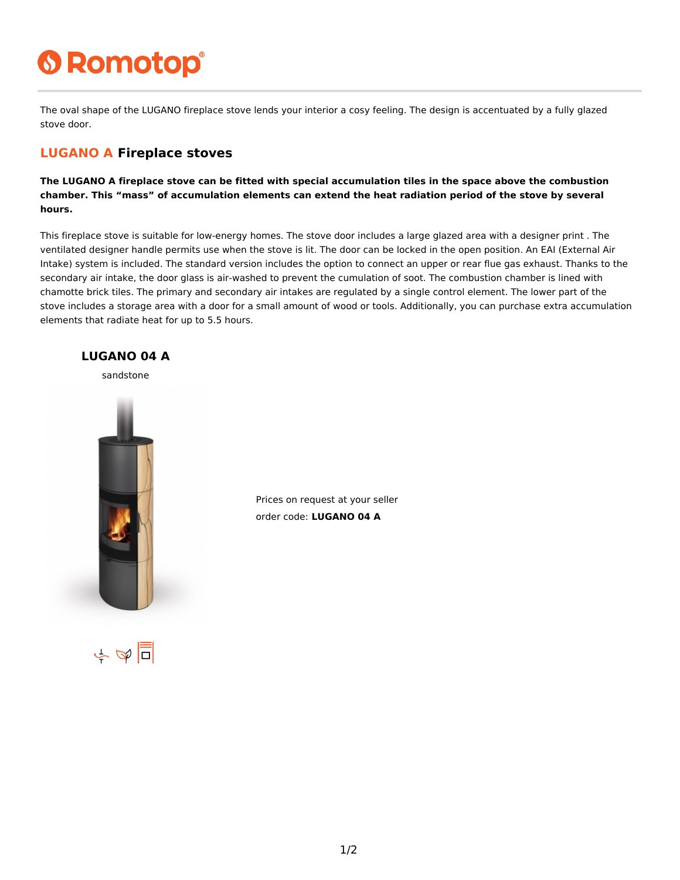# Romotop

The oval shape of the LUGANO fireplace stove lends your interior a cosy feeling. The design is accentuated by a fully glazed stove door.

## LUGANO A Fireplace stoves

**The LUGANO A fireplace stove can be fitted with special accumulation tiles in the space above the combustion chamber. This “mass” of accumulation elements can extend the heat radiation period of the stove by several hours.**

This fireplace stove is suitable for low-energy homes. The stove door includes a large glazed area with a designer print . The ventilated designer handle permits use when the stove is lit. The door can be locked in the open position. An EAI (External Air Intake) system is included. The standard version includes the option to connect an upper or rear flue gas exhaust. Thanks to the secondary air intake, the door glass is air-washed to prevent the cumulation of soot. The combustion chamber is lined with chamotte brick tiles. The primary and secondary air intakes are regulated by a single control element. The lower part of the stove includes a storage area with a door for a small amount of wood or tools. Additionally, you can purchase extra accumulation elements that radiate heat for up to 5.5 hours.

### LUGANO 04 A

sandstone

Prices on request at your seller

order code: **LUGANO 04 A**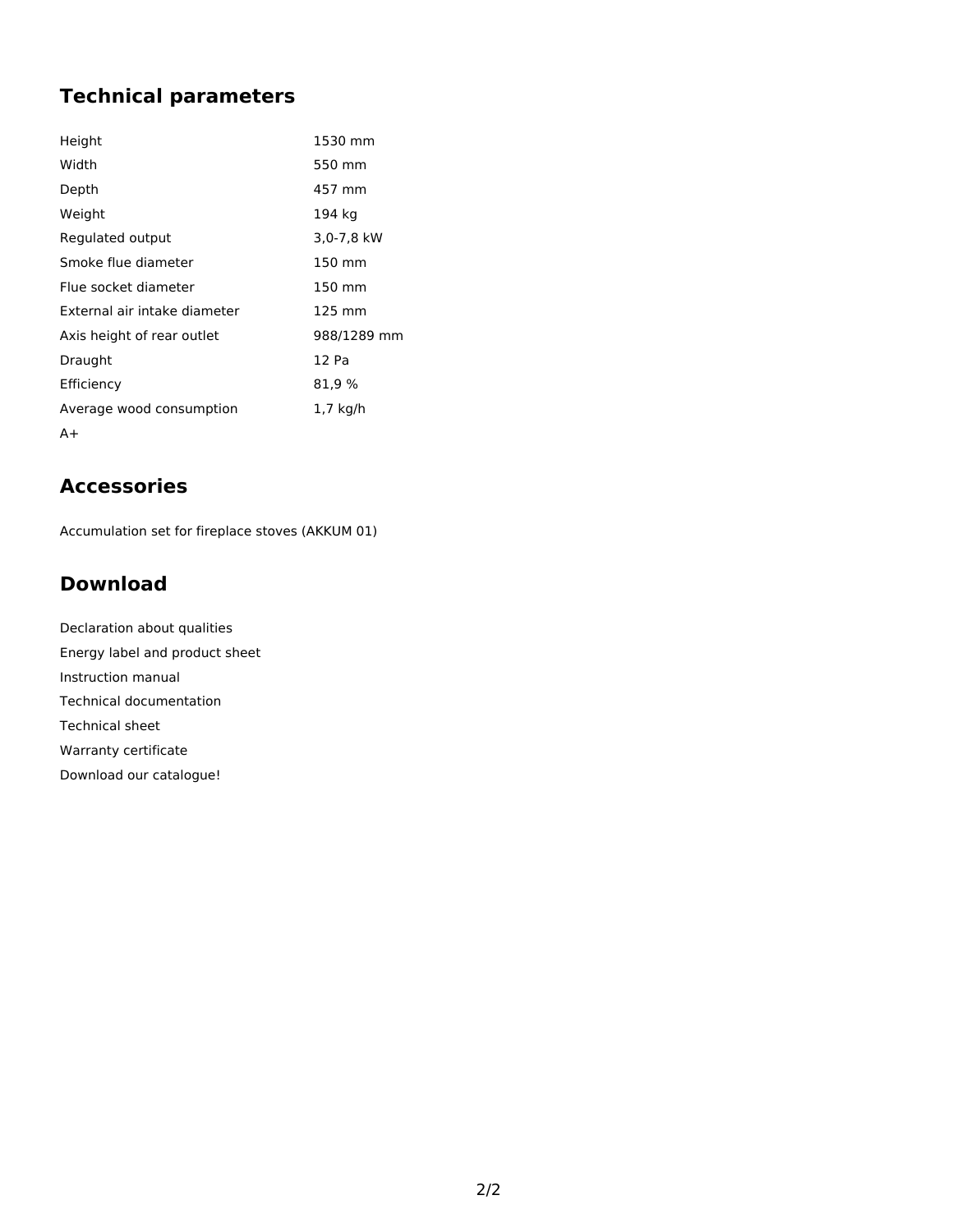## Technical parameters

| | |
|---|---|
| Height | 1530 mm |
| Width | 550 mm |
| Depth | 457 mm |
| Weight | 194 kg |
| Regulated output | 3,0-7,8 kW |
| Smoke flue diameter | 150 mm |
| Flue socket diameter | 150 mm |
| External air intake diameter | 125 mm |
| Axis height of rear outlet | 988/1289 mm |
| Draught | 12 Pa |
| Efficiency | 81,9 % |
| Average wood consumption | 1,7 kg/h |
| A+ | |

## Accessories

Accumulation set for fireplace stoves (AKKUM 01)

## Download

Declaration about qualities

Energy label and product sheet

Instruction manual

Technical documentation

Technical sheet

Warranty certificate

Download our catalogue!